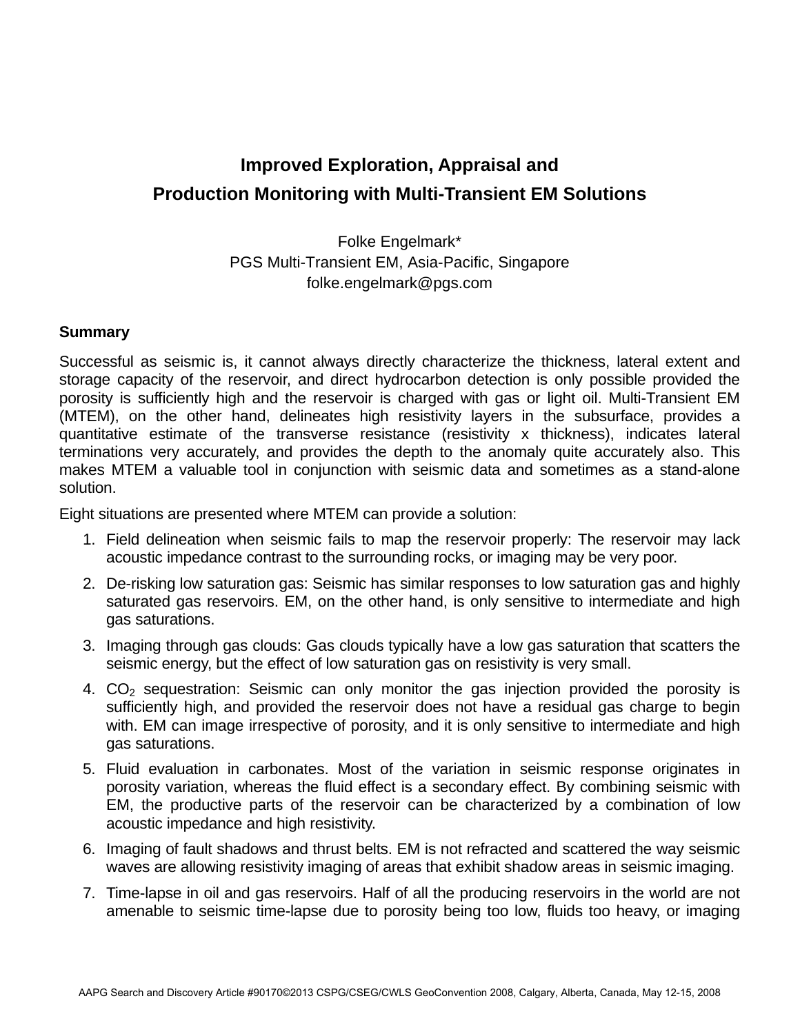# Improved Exploration, Appraisal and Production Monitoring with Multi-Transient EM Solutions

Folke Engelmark*
PGS Multi-Transient EM, Asia-Pacific, Singapore
folke.engelmark@pgs.com

## Summary

Successful as seismic is, it cannot always directly characterize the thickness, lateral extent and storage capacity of the reservoir, and direct hydrocarbon detection is only possible provided the porosity is sufficiently high and the reservoir is charged with gas or light oil. Multi-Transient EM (MTEM), on the other hand, delineates high resistivity layers in the subsurface, provides a quantitative estimate of the transverse resistance (resistivity x thickness), indicates lateral terminations very accurately, and provides the depth to the anomaly quite accurately also. This makes MTEM a valuable tool in conjunction with seismic data and sometimes as a stand-alone solution.

Eight situations are presented where MTEM can provide a solution:

1. Field delineation when seismic fails to map the reservoir properly: The reservoir may lack acoustic impedance contrast to the surrounding rocks, or imaging may be very poor.
2. De-risking low saturation gas: Seismic has similar responses to low saturation gas and highly saturated gas reservoirs. EM, on the other hand, is only sensitive to intermediate and high gas saturations.
3. Imaging through gas clouds: Gas clouds typically have a low gas saturation that scatters the seismic energy, but the effect of low saturation gas on resistivity is very small.
4. $CO_2$ sequestration: Seismic can only monitor the gas injection provided the porosity is sufficiently high, and provided the reservoir does not have a residual gas charge to begin with. EM can image irrespective of porosity, and it is only sensitive to intermediate and high gas saturations.
5. Fluid evaluation in carbonates. Most of the variation in seismic response originates in porosity variation, whereas the fluid effect is a secondary effect. By combining seismic with EM, the productive parts of the reservoir can be characterized by a combination of low acoustic impedance and high resistivity.
6. Imaging of fault shadows and thrust belts. EM is not refracted and scattered the way seismic waves are allowing resistivity imaging of areas that exhibit shadow areas in seismic imaging.
7. Time-lapse in oil and gas reservoirs. Half of all the producing reservoirs in the world are not amenable to seismic time-lapse due to porosity being too low, fluids too heavy, or imaging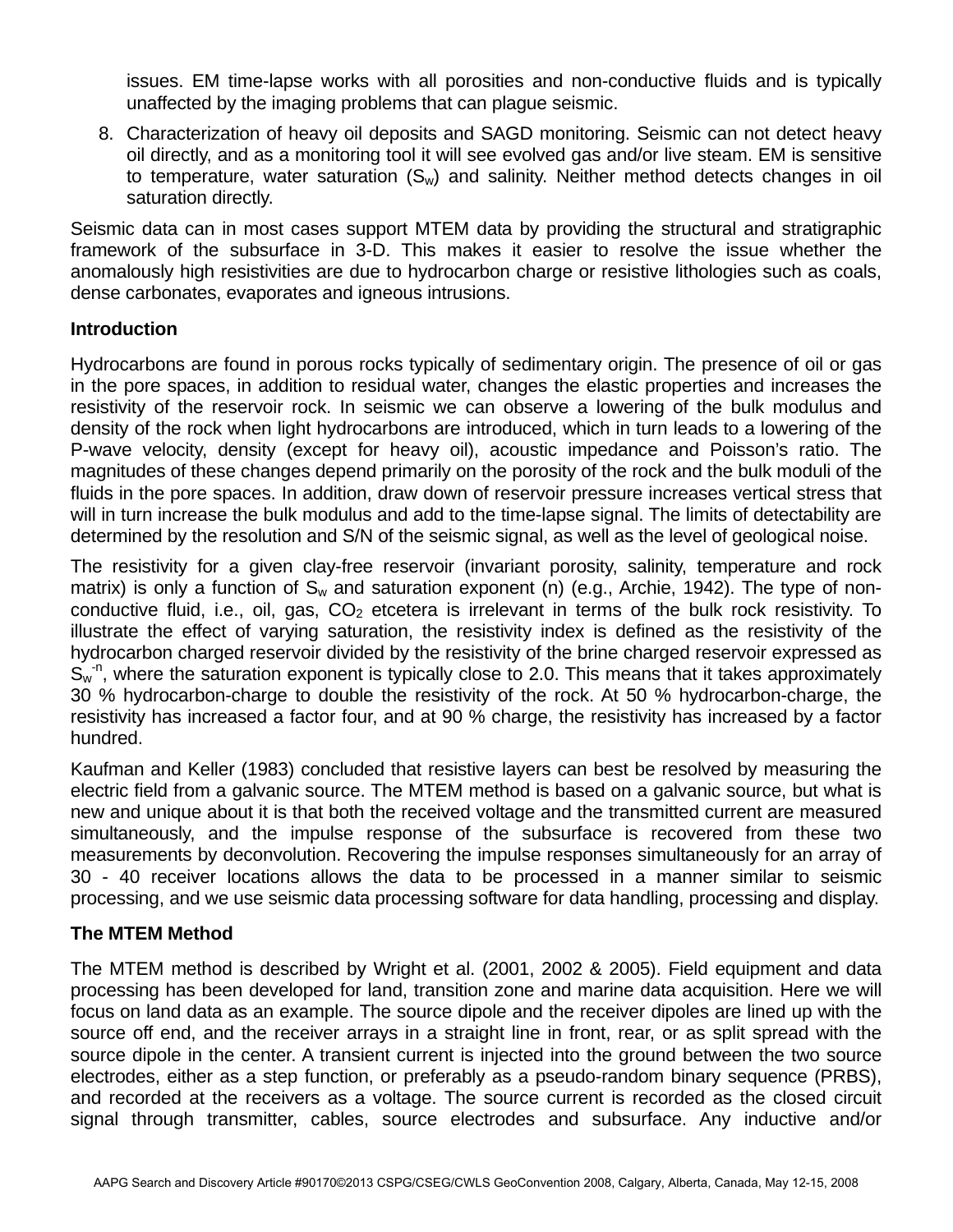issues. EM time-lapse works with all porosities and non-conductive fluids and is typically unaffected by the imaging problems that can plague seismic.

8. Characterization of heavy oil deposits and SAGD monitoring. Seismic can not detect heavy oil directly, and as a monitoring tool it will see evolved gas and/or live steam. EM is sensitive to temperature, water saturation ($S_w$) and salinity. Neither method detects changes in oil saturation directly.

Seismic data can in most cases support MTEM data by providing the structural and stratigraphic framework of the subsurface in 3-D. This makes it easier to resolve the issue whether the anomalously high resistivities are due to hydrocarbon charge or resistive lithologies such as coals, dense carbonates, evaporates and igneous intrusions.

**Introduction**

Hydrocarbons are found in porous rocks typically of sedimentary origin. The presence of oil or gas in the pore spaces, in addition to residual water, changes the elastic properties and increases the resistivity of the reservoir rock. In seismic we can observe a lowering of the bulk modulus and density of the rock when light hydrocarbons are introduced, which in turn leads to a lowering of the P-wave velocity, density (except for heavy oil), acoustic impedance and Poisson's ratio. The magnitudes of these changes depend primarily on the porosity of the rock and the bulk moduli of the fluids in the pore spaces. In addition, draw down of reservoir pressure increases vertical stress that will in turn increase the bulk modulus and add to the time-lapse signal. The limits of detectability are determined by the resolution and S/N of the seismic signal, as well as the level of geological noise.

The resistivity for a given clay-free reservoir (invariant porosity, salinity, temperature and rock matrix) is only a function of $S_w$ and saturation exponent (n) (e.g., Archie, 1942). The type of non-conductive fluid, i.e., oil, gas, $CO_2$ etcetera is irrelevant in terms of the bulk rock resistivity. To illustrate the effect of varying saturation, the resistivity index is defined as the resistivity of the hydrocarbon charged reservoir divided by the resistivity of the brine charged reservoir expressed as $S_w^{-n}$, where the saturation exponent is typically close to 2.0. This means that it takes approximately 30 % hydrocarbon-charge to double the resistivity of the rock. At 50 % hydrocarbon-charge, the resistivity has increased a factor four, and at 90 % charge, the resistivity has increased by a factor hundred.

Kaufman and Keller (1983) concluded that resistive layers can best be resolved by measuring the electric field from a galvanic source. The MTEM method is based on a galvanic source, but what is new and unique about it is that both the received voltage and the transmitted current are measured simultaneously, and the impulse response of the subsurface is recovered from these two measurements by deconvolution. Recovering the impulse responses simultaneously for an array of 30 - 40 receiver locations allows the data to be processed in a manner similar to seismic processing, and we use seismic data processing software for data handling, processing and display.

**The MTEM Method**

The MTEM method is described by Wright et al. (2001, 2002 & 2005). Field equipment and data processing has been developed for land, transition zone and marine data acquisition. Here we will focus on land data as an example. The source dipole and the receiver dipoles are lined up with the source off end, and the receiver arrays in a straight line in front, rear, or as split spread with the source dipole in the center. A transient current is injected into the ground between the two source electrodes, either as a step function, or preferably as a pseudo-random binary sequence (PRBS), and recorded at the receivers as a voltage. The source current is recorded as the closed circuit signal through transmitter, cables, source electrodes and subsurface. Any inductive and/or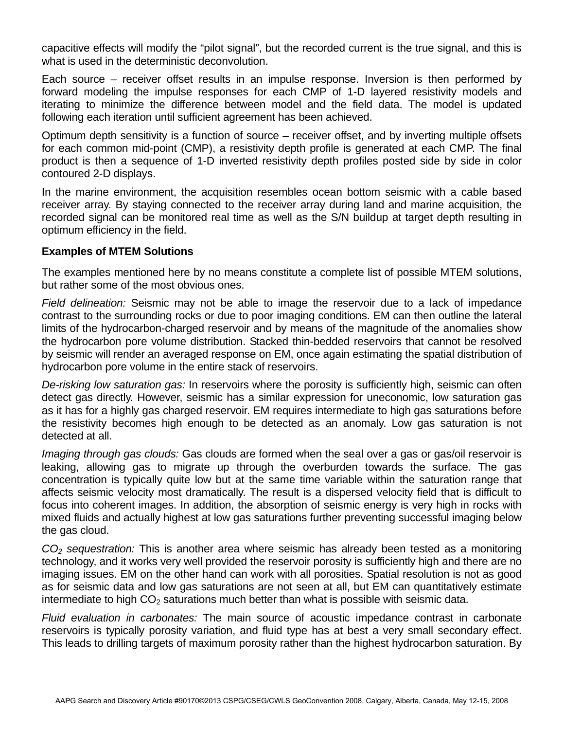capacitive effects will modify the “pilot signal”, but the recorded current is the true signal, and this is what is used in the deterministic deconvolution.

Each source – receiver offset results in an impulse response. Inversion is then performed by forward modeling the impulse responses for each CMP of 1-D layered resistivity models and iterating to minimize the difference between model and the field data. The model is updated following each iteration until sufficient agreement has been achieved.

Optimum depth sensitivity is a function of source – receiver offset, and by inverting multiple offsets for each common mid-point (CMP), a resistivity depth profile is generated at each CMP. The final product is then a sequence of 1-D inverted resistivity depth profiles posted side by side in color contoured 2-D displays.

In the marine environment, the acquisition resembles ocean bottom seismic with a cable based receiver array. By staying connected to the receiver array during land and marine acquisition, the recorded signal can be monitored real time as well as the S/N buildup at target depth resulting in optimum efficiency in the field.

**Examples of MTEM Solutions**

The examples mentioned here by no means constitute a complete list of possible MTEM solutions, but rather some of the most obvious ones.

*Field delineation:* Seismic may not be able to image the reservoir due to a lack of impedance contrast to the surrounding rocks or due to poor imaging conditions. EM can then outline the lateral limits of the hydrocarbon-charged reservoir and by means of the magnitude of the anomalies show the hydrocarbon pore volume distribution. Stacked thin-bedded reservoirs that cannot be resolved by seismic will render an averaged response on EM, once again estimating the spatial distribution of hydrocarbon pore volume in the entire stack of reservoirs.

*De-risking low saturation gas:* In reservoirs where the porosity is sufficiently high, seismic can often detect gas directly. However, seismic has a similar expression for uneconomic, low saturation gas as it has for a highly gas charged reservoir. EM requires intermediate to high gas saturations before the resistivity becomes high enough to be detected as an anomaly. Low gas saturation is not detected at all.

*Imaging through gas clouds:* Gas clouds are formed when the seal over a gas or gas/oil reservoir is leaking, allowing gas to migrate up through the overburden towards the surface. The gas concentration is typically quite low but at the same time variable within the saturation range that affects seismic velocity most dramatically. The result is a dispersed velocity field that is difficult to focus into coherent images. In addition, the absorption of seismic energy is very high in rocks with mixed fluids and actually highest at low gas saturations further preventing successful imaging below the gas cloud.

*$CO_2$ sequestration:* This is another area where seismic has already been tested as a monitoring technology, and it works very well provided the reservoir porosity is sufficiently high and there are no imaging issues. EM on the other hand can work with all porosities. Spatial resolution is not as good as for seismic data and low gas saturations are not seen at all, but EM can quantitatively estimate intermediate to high $CO_2$ saturations much better than what is possible with seismic data.

*Fluid evaluation in carbonates:* The main source of acoustic impedance contrast in carbonate reservoirs is typically porosity variation, and fluid type has at best a very small secondary effect. This leads to drilling targets of maximum porosity rather than the highest hydrocarbon saturation. By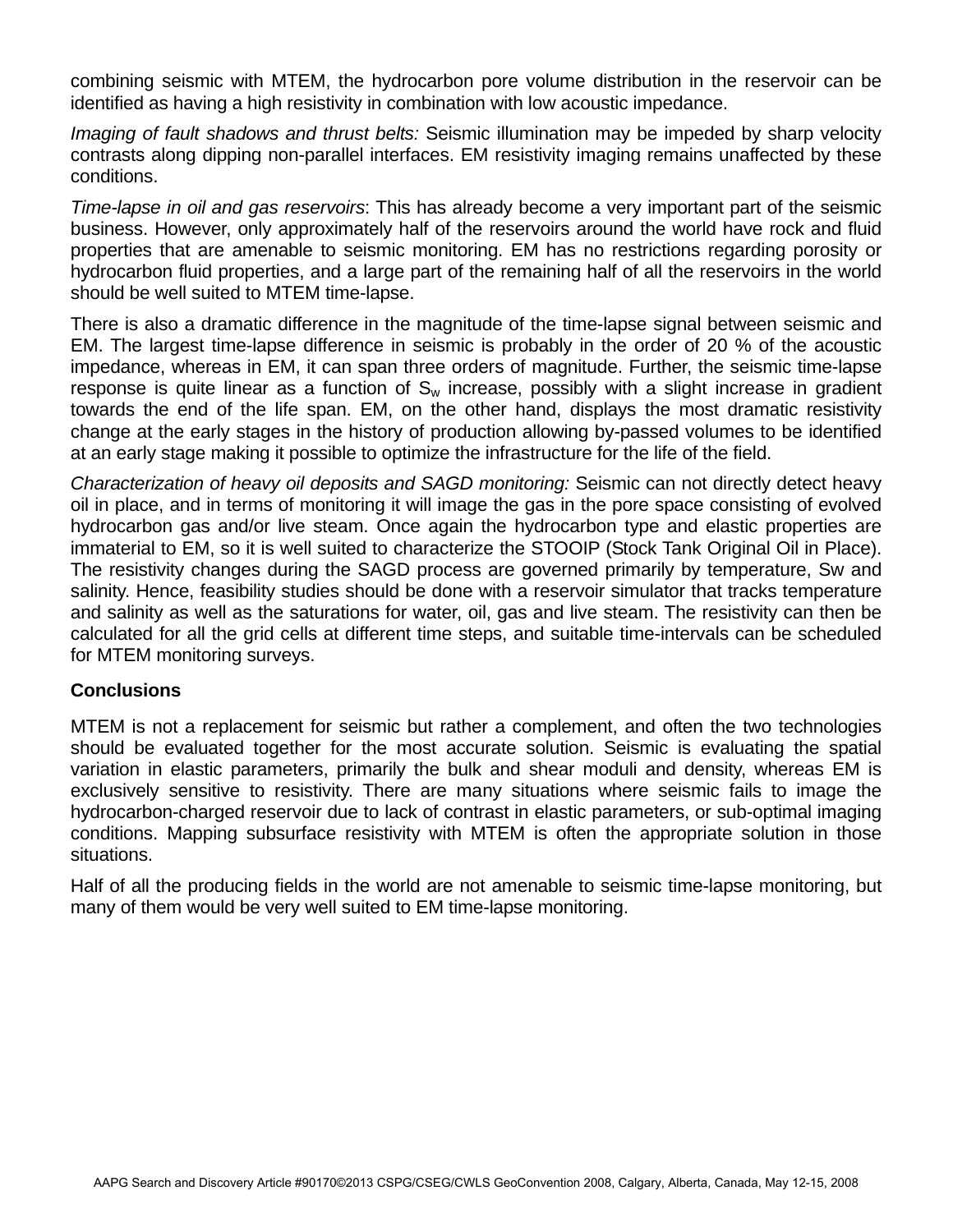combining seismic with MTEM, the hydrocarbon pore volume distribution in the reservoir can be identified as having a high resistivity in combination with low acoustic impedance.

*Imaging of fault shadows and thrust belts:* Seismic illumination may be impeded by sharp velocity contrasts along dipping non-parallel interfaces. EM resistivity imaging remains unaffected by these conditions.

*Time-lapse in oil and gas reservoirs*: This has already become a very important part of the seismic business. However, only approximately half of the reservoirs around the world have rock and fluid properties that are amenable to seismic monitoring. EM has no restrictions regarding porosity or hydrocarbon fluid properties, and a large part of the remaining half of all the reservoirs in the world should be well suited to MTEM time-lapse.

There is also a dramatic difference in the magnitude of the time-lapse signal between seismic and EM. The largest time-lapse difference in seismic is probably in the order of 20 % of the acoustic impedance, whereas in EM, it can span three orders of magnitude. Further, the seismic time-lapse response is quite linear as a function of $S_w$ increase, possibly with a slight increase in gradient towards the end of the life span. EM, on the other hand, displays the most dramatic resistivity change at the early stages in the history of production allowing by-passed volumes to be identified at an early stage making it possible to optimize the infrastructure for the life of the field.

*Characterization of heavy oil deposits and SAGD monitoring:* Seismic can not directly detect heavy oil in place, and in terms of monitoring it will image the gas in the pore space consisting of evolved hydrocarbon gas and/or live steam. Once again the hydrocarbon type and elastic properties are immaterial to EM, so it is well suited to characterize the STOOIP (Stock Tank Original Oil in Place). The resistivity changes during the SAGD process are governed primarily by temperature, Sw and salinity. Hence, feasibility studies should be done with a reservoir simulator that tracks temperature and salinity as well as the saturations for water, oil, gas and live steam. The resistivity can then be calculated for all the grid cells at different time steps, and suitable time-intervals can be scheduled for MTEM monitoring surveys.

## Conclusions

MTEM is not a replacement for seismic but rather a complement, and often the two technologies should be evaluated together for the most accurate solution. Seismic is evaluating the spatial variation in elastic parameters, primarily the bulk and shear moduli and density, whereas EM is exclusively sensitive to resistivity. There are many situations where seismic fails to image the hydrocarbon-charged reservoir due to lack of contrast in elastic parameters, or sub-optimal imaging conditions. Mapping subsurface resistivity with MTEM is often the appropriate solution in those situations.

Half of all the producing fields in the world are not amenable to seismic time-lapse monitoring, but many of them would be very well suited to EM time-lapse monitoring.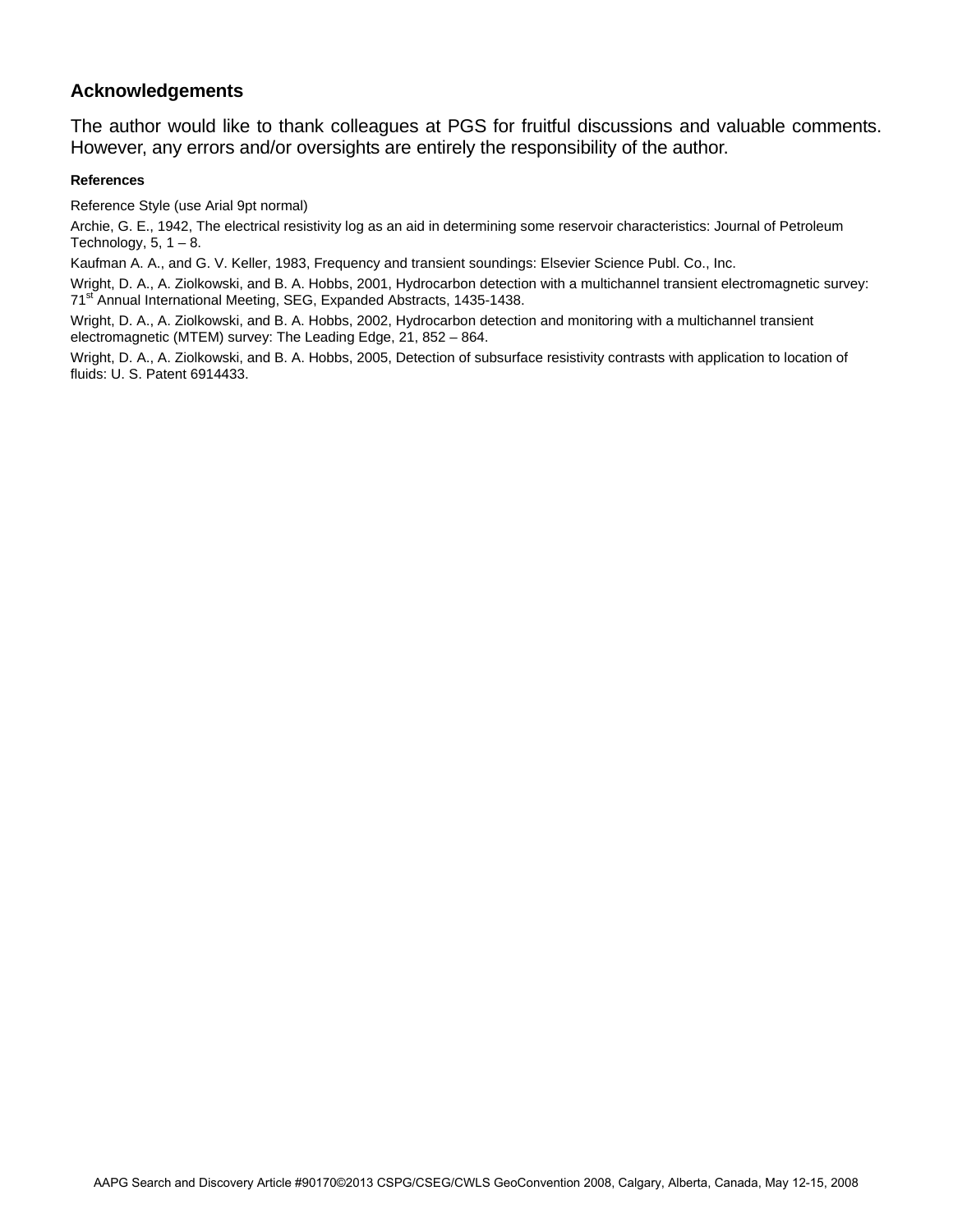## Acknowledgements

The author would like to thank colleagues at PGS for fruitful discussions and valuable comments. However, any errors and/or oversights are entirely the responsibility of the author.

#### References

Reference Style (use Arial 9pt normal)

Archie, G. E., 1942, The electrical resistivity log as an aid in determining some reservoir characteristics: Journal of Petroleum Technology, 5, 1 – 8.

Kaufman A. A., and G. V. Keller, 1983, Frequency and transient soundings: Elsevier Science Publ. Co., Inc.

Wright, D. A., A. Ziolkowski, and B. A. Hobbs, 2001, Hydrocarbon detection with a multichannel transient electromagnetic survey: 71st Annual International Meeting, SEG, Expanded Abstracts, 1435-1438.

Wright, D. A., A. Ziolkowski, and B. A. Hobbs, 2002, Hydrocarbon detection and monitoring with a multichannel transient electromagnetic (MTEM) survey: The Leading Edge, 21, 852 – 864.

Wright, D. A., A. Ziolkowski, and B. A. Hobbs, 2005, Detection of subsurface resistivity contrasts with application to location of fluids: U. S. Patent 6914433.